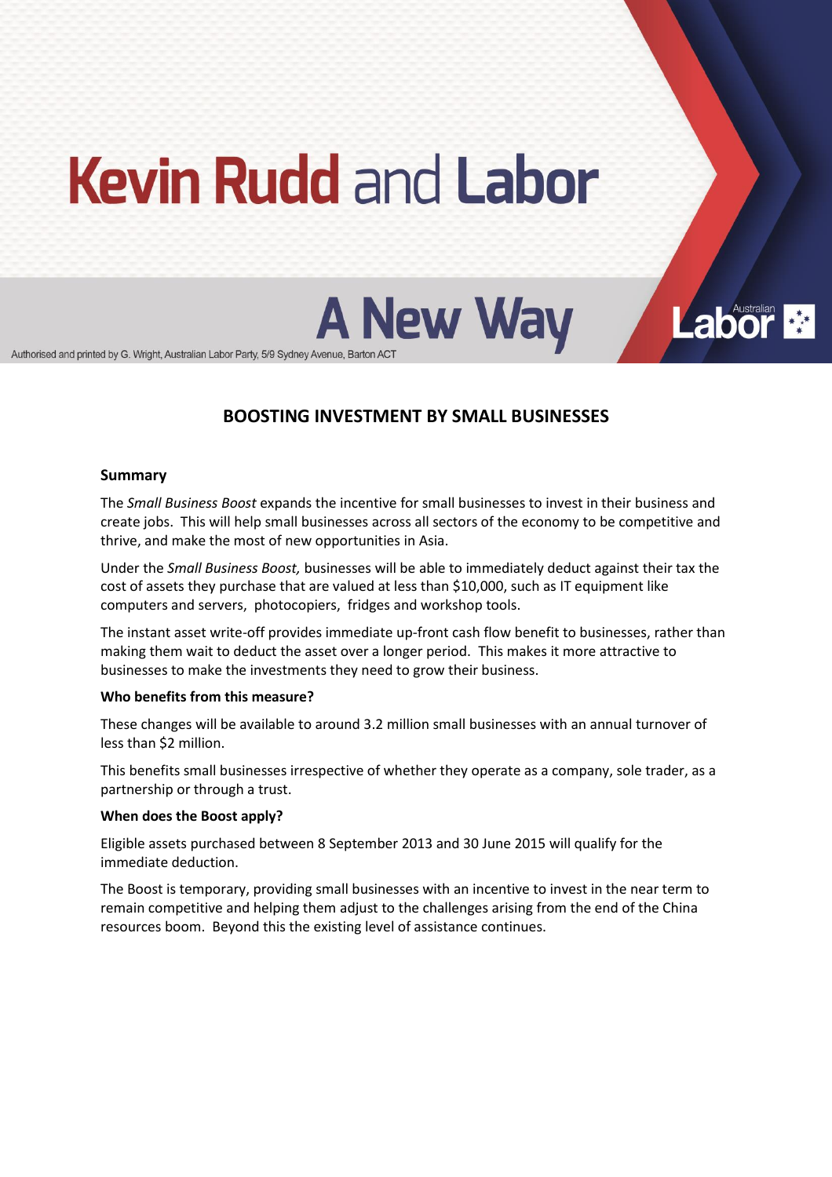# Kevin Rudd and Labor

## A New Way

Authorised and printed by G. Wright, Australian Labor Party, 5/9 Sydney Avenue, Barton ACT

## BOOSTING INVESTMENT BY SMALL BUSINESSES

**Summary**

The *Small Business Boost* expands the incentive for small businesses to invest in their business and create jobs. This will help small businesses across all sectors of the economy to be competitive and thrive, and make the most of new opportunities in Asia.

Under the *Small Business Boost,* businesses will be able to immediately deduct against their tax the cost of assets they purchase that are valued at less than $10,000, such as IT equipment like computers and servers, photocopiers, fridges and workshop tools.

The instant asset write-off provides immediate up-front cash flow benefit to businesses, rather than making them wait to deduct the asset over a longer period. This makes it more attractive to businesses to make the investments they need to grow their business.

**Who benefits from this measure?**

These changes will be available to around 3.2 million small businesses with an annual turnover of less than $2 million.

This benefits small businesses irrespective of whether they operate as a company, sole trader, as a partnership or through a trust.

**When does the Boost apply?**

Eligible assets purchased between 8 September 2013 and 30 June 2015 will qualify for the immediate deduction.

The Boost is temporary, providing small businesses with an incentive to invest in the near term to remain competitive and helping them adjust to the challenges arising from the end of the China resources boom. Beyond this the existing level of assistance continues.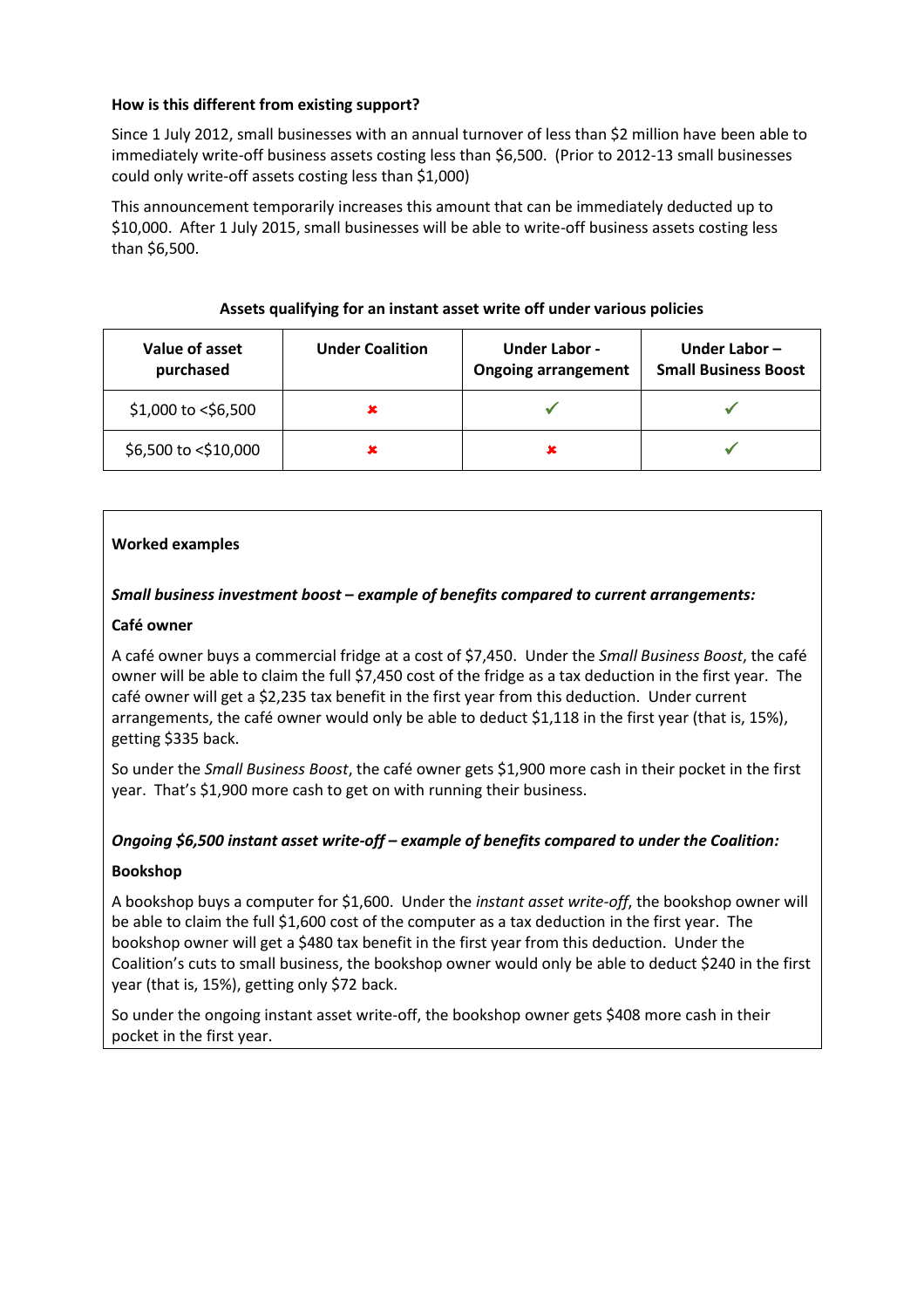**How is this different from existing support?**

Since 1 July 2012, small businesses with an annual turnover of less than $2 million have been able to immediately write-off business assets costing less than $6,500. (Prior to 2012-13 small businesses could only write-off assets costing less than $1,000)

This announcement temporarily increases this amount that can be immediately deducted up to $10,000. After 1 July 2015, small businesses will be able to write-off business assets costing less than $6,500.

**Assets qualifying for an instant asset write off under various policies**

| Value of asset purchased | Under Coalition | Under Labor - Ongoing arrangement | Under Labor – Small Business Boost |
|---|---|---|---|
| $1,000 to <$6,500 | ✘ | ✔ | ✔ |
| $6,500 to <$10,000 | ✘ | ✘ | ✔ |

**Worked examples**

***Small business investment boost – example of benefits compared to current arrangements:***

**Café owner**

A café owner buys a commercial fridge at a cost of $7,450. Under the *Small Business Boost*, the café owner will be able to claim the full $7,450 cost of the fridge as a tax deduction in the first year. The café owner will get a $2,235 tax benefit in the first year from this deduction. Under current arrangements, the café owner would only be able to deduct $1,118 in the first year (that is, 15%), getting $335 back.

So under the *Small Business Boost*, the café owner gets $1,900 more cash in their pocket in the first year. That's $1,900 more cash to get on with running their business.

***Ongoing $6,500 instant asset write-off – example of benefits compared to under the Coalition:***

**Bookshop**

A bookshop buys a computer for $1,600. Under the *instant asset write-off*, the bookshop owner will be able to claim the full $1,600 cost of the computer as a tax deduction in the first year. The bookshop owner will get a $480 tax benefit in the first year from this deduction. Under the Coalition's cuts to small business, the bookshop owner would only be able to deduct $240 in the first year (that is, 15%), getting only $72 back.

So under the ongoing instant asset write-off, the bookshop owner gets $408 more cash in their pocket in the first year.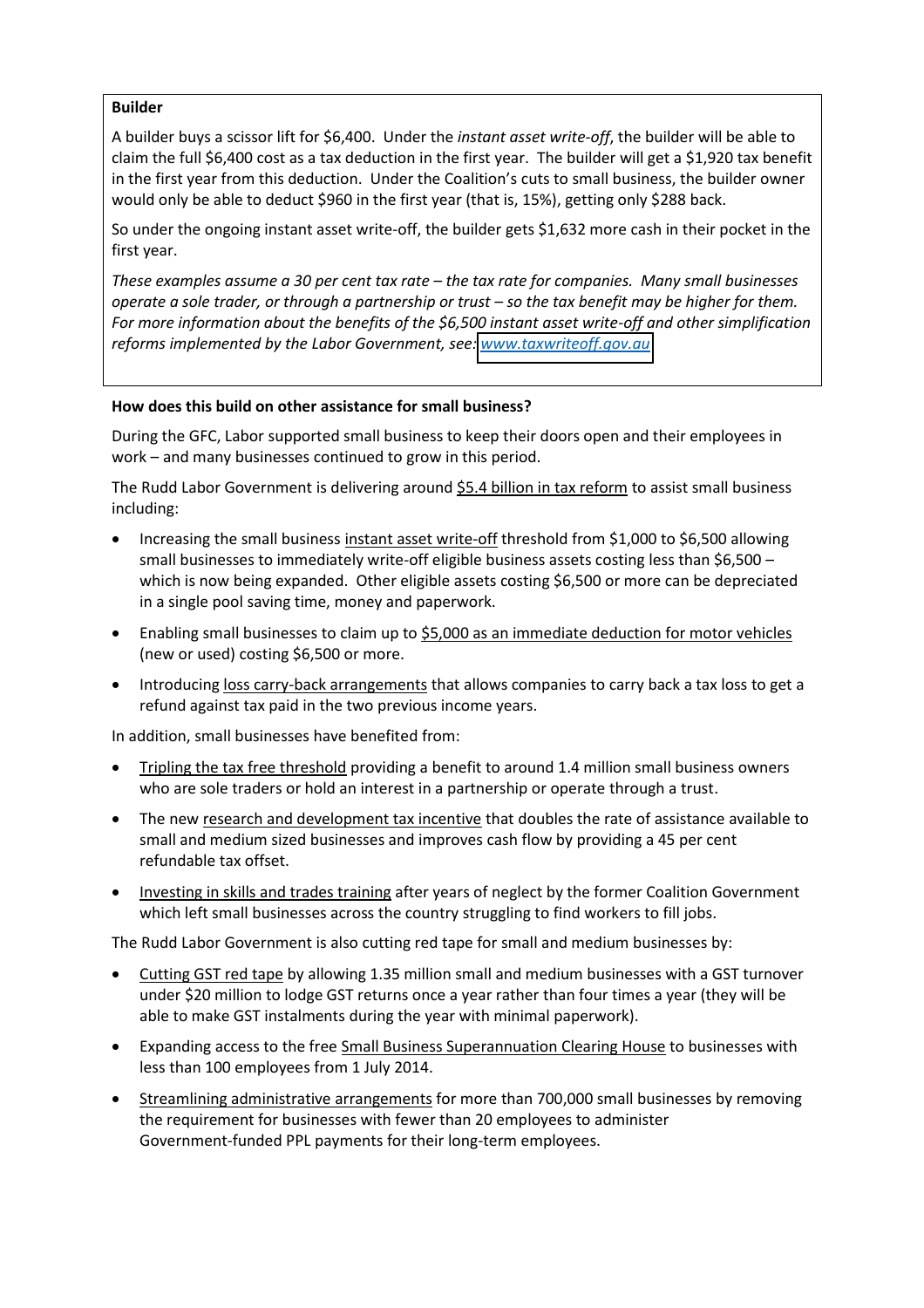**Builder**

A builder buys a scissor lift for $6,400. Under the *instant asset write-off*, the builder will be able to claim the full $6,400 cost as a tax deduction in the first year. The builder will get a $1,920 tax benefit in the first year from this deduction. Under the Coalition's cuts to small business, the builder owner would only be able to deduct $960 in the first year (that is, 15%), getting only $288 back.

So under the ongoing instant asset write-off, the builder gets $1,632 more cash in their pocket in the first year.

*These examples assume a 30 per cent tax rate – the tax rate for companies. Many small businesses operate a sole trader, or through a partnership or trust – so the tax benefit may be higher for them. For more information about the benefits of the $6,500 instant asset write-off and other simplification reforms implemented by the Labor Government, see: [www.taxwriteoff.gov.au](http://www.taxwriteoff.gov.au)*

**How does this build on other assistance for small business?**

During the GFC, Labor supported small business to keep their doors open and their employees in work – and many businesses continued to grow in this period.

The Rudd Labor Government is delivering around $5.4 billion in tax reform to assist small business including:

- Increasing the small business instant asset write-off threshold from $1,000 to $6,500 allowing small businesses to immediately write-off eligible business assets costing less than $6,500 – which is now being expanded. Other eligible assets costing $6,500 or more can be depreciated in a single pool saving time, money and paperwork.
- Enabling small businesses to claim up to $5,000 as an immediate deduction for motor vehicles (new or used) costing $6,500 or more.
- Introducing loss carry-back arrangements that allows companies to carry back a tax loss to get a refund against tax paid in the two previous income years.

In addition, small businesses have benefited from:

- Tripling the tax free threshold providing a benefit to around 1.4 million small business owners who are sole traders or hold an interest in a partnership or operate through a trust.
- The new research and development tax incentive that doubles the rate of assistance available to small and medium sized businesses and improves cash flow by providing a 45 per cent refundable tax offset.
- Investing in skills and trades training after years of neglect by the former Coalition Government which left small businesses across the country struggling to find workers to fill jobs.

The Rudd Labor Government is also cutting red tape for small and medium businesses by:

- Cutting GST red tape by allowing 1.35 million small and medium businesses with a GST turnover under $20 million to lodge GST returns once a year rather than four times a year (they will be able to make GST instalments during the year with minimal paperwork).
- Expanding access to the free Small Business Superannuation Clearing House to businesses with less than 100 employees from 1 July 2014.
- Streamlining administrative arrangements for more than 700,000 small businesses by removing the requirement for businesses with fewer than 20 employees to administer Government-funded PPL payments for their long-term employees.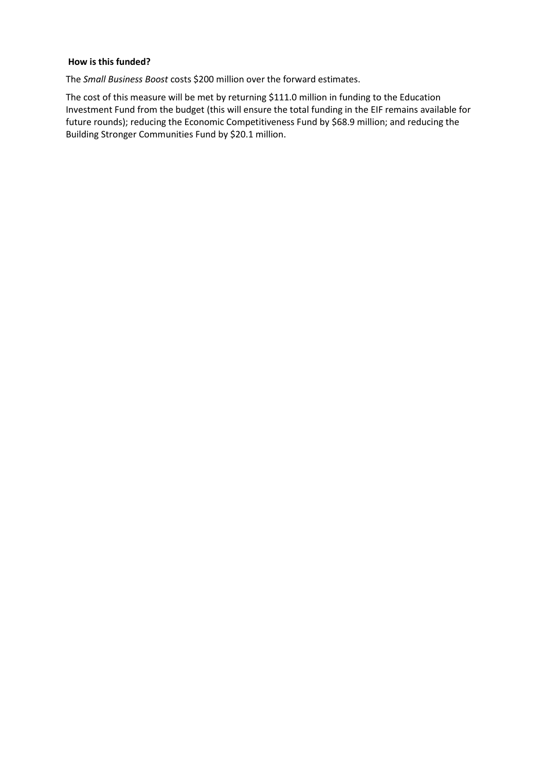**How is this funded?**

The *Small Business Boost* costs $200 million over the forward estimates.

The cost of this measure will be met by returning $111.0 million in funding to the Education Investment Fund from the budget (this will ensure the total funding in the EIF remains available for future rounds); reducing the Economic Competitiveness Fund by $68.9 million; and reducing the Building Stronger Communities Fund by $20.1 million.